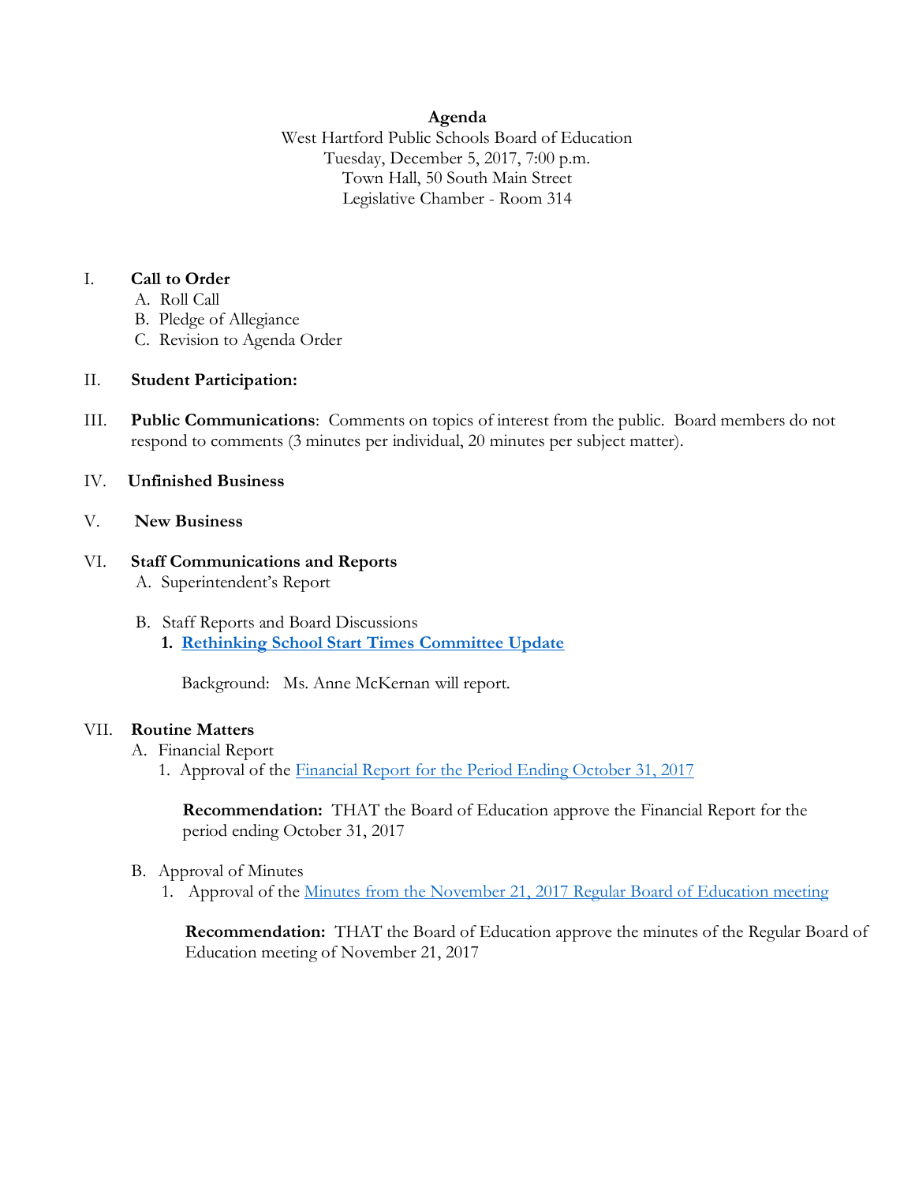# Agenda

West Hartford Public Schools Board of Education
Tuesday, December 5, 2017, 7:00 p.m.
Town Hall, 50 South Main Street
Legislative Chamber - Room 314

I. **Call to Order**
   A. Roll Call
   B. Pledge of Allegiance
   C. Revision to Agenda Order

II. **Student Participation:**

III. **Public Communications**: Comments on topics of interest from the public. Board members do not respond to comments (3 minutes per individual, 20 minutes per subject matter).

IV. **Unfinished Business**

V. **New Business**

VI. **Staff Communications and Reports**
   A. Superintendent's Report

   B. Staff Reports and Board Discussions
      1. **Rethinking School Start Times Committee Update**

         Background: Ms. Anne McKernan will report.

VII. **Routine Matters**
   A. Financial Report
      1. Approval of the Financial Report for the Period Ending October 31, 2017

         **Recommendation:** THAT the Board of Education approve the Financial Report for the period ending October 31, 2017

   B. Approval of Minutes
      1. Approval of the Minutes from the November 21, 2017 Regular Board of Education meeting

         **Recommendation:** THAT the Board of Education approve the minutes of the Regular Board of Education meeting of November 21, 2017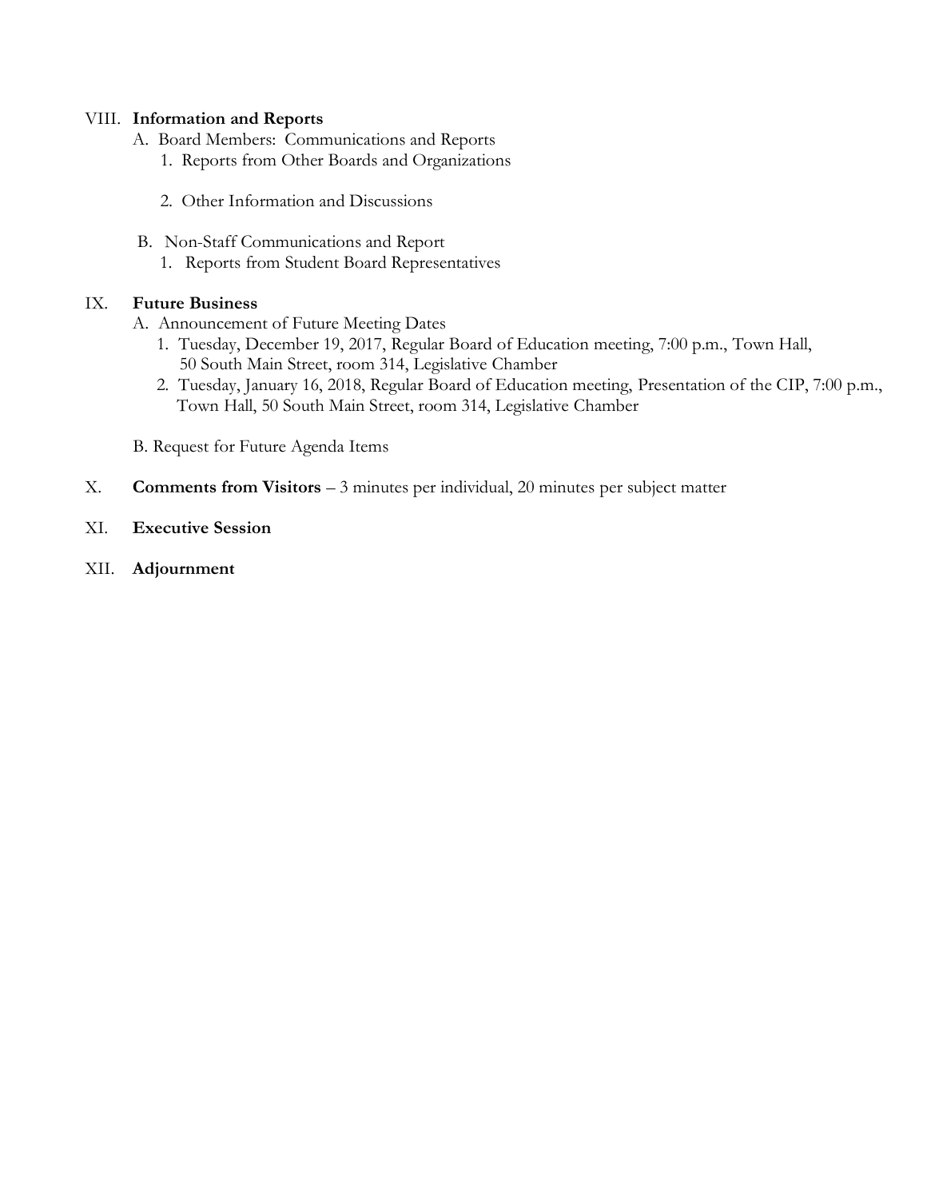VIII. **Information and Reports**

A. Board Members: Communications and Reports

1. Reports from Other Boards and Organizations

2. Other Information and Discussions

B. Non-Staff Communications and Report

1. Reports from Student Board Representatives

IX. **Future Business**

A. Announcement of Future Meeting Dates

1. Tuesday, December 19, 2017, Regular Board of Education meeting, 7:00 p.m., Town Hall, 50 South Main Street, room 314, Legislative Chamber
2. Tuesday, January 16, 2018, Regular Board of Education meeting, Presentation of the CIP, 7:00 p.m., Town Hall, 50 South Main Street, room 314, Legislative Chamber

B. Request for Future Agenda Items

X. **Comments from Visitors** – 3 minutes per individual, 20 minutes per subject matter

XI. **Executive Session**

XII. **Adjournment**